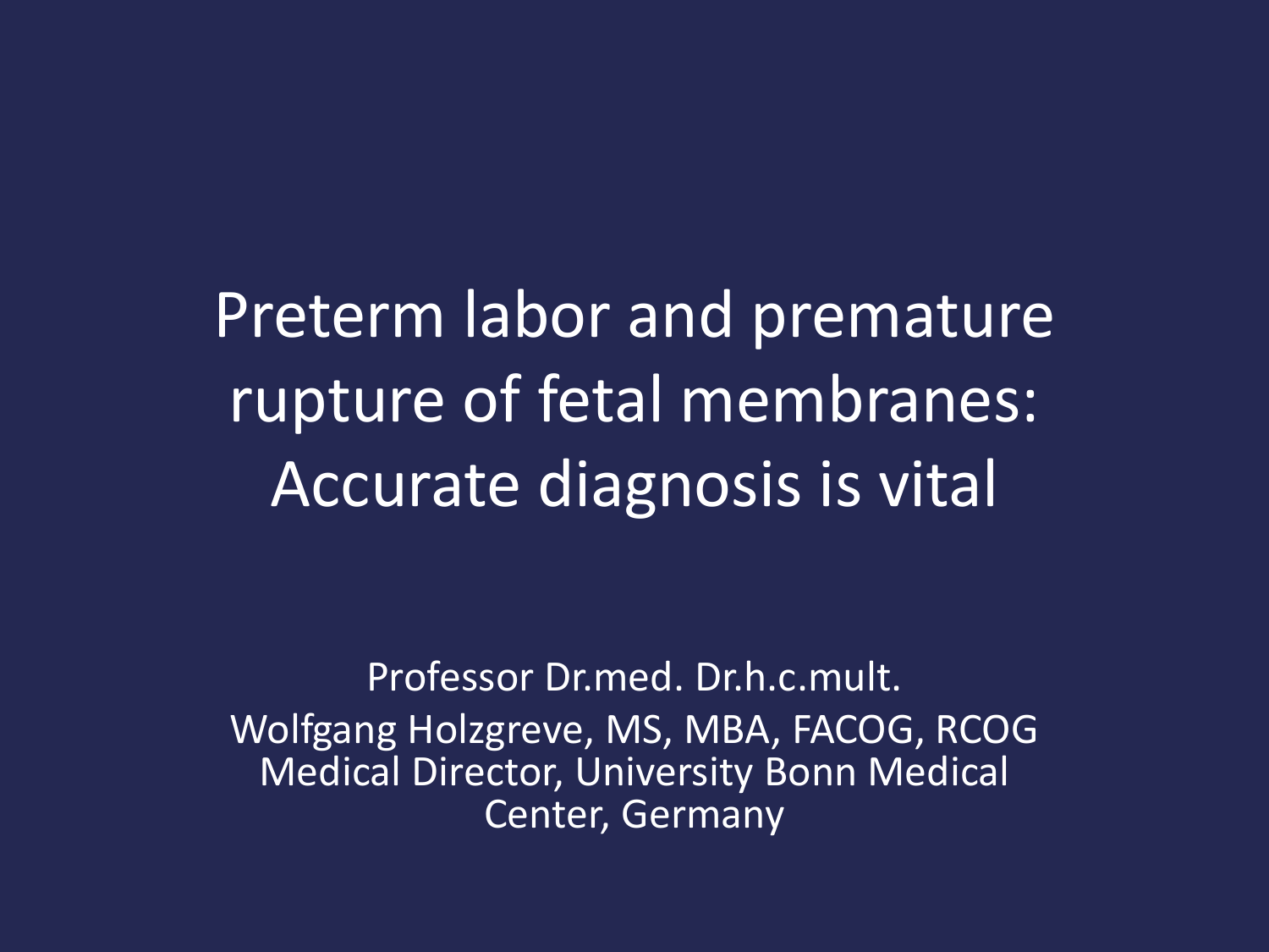# Preterm labor and premature rupture of fetal membranes: Accurate diagnosis is vital

Professor Dr.med. Dr.h.c.mult.
Wolfgang Holzgreve, MS, MBA, FACOG, RCOG
Medical Director, University Bonn Medical Center, Germany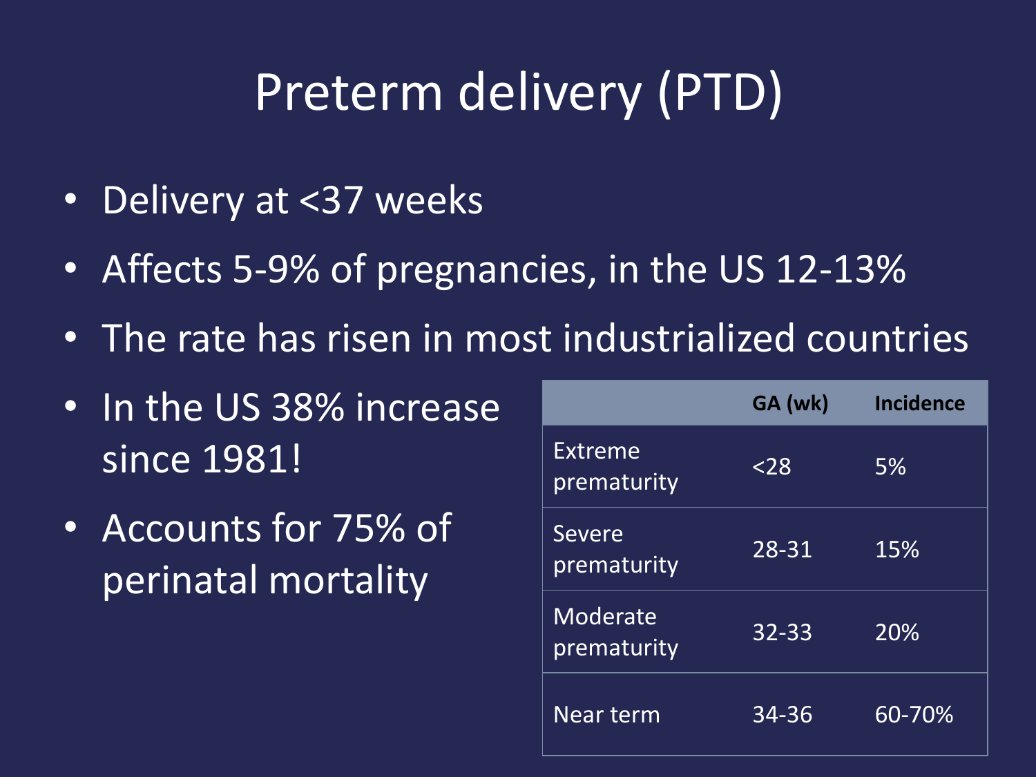# Preterm delivery (PTD)

- Delivery at <37 weeks
- Affects 5-9% of pregnancies, in the US 12-13%
- The rate has risen in most industrialized countries
- In the US 38% increase since 1981!
- Accounts for 75% of perinatal mortality

| | GA (wk) | Incidence |
|---|---|---|
| Extreme prematurity | <28 | 5% |
| Severe prematurity | 28-31 | 15% |
| Moderate prematurity | 32-33 | 20% |
| Near term | 34-36 | 60-70% |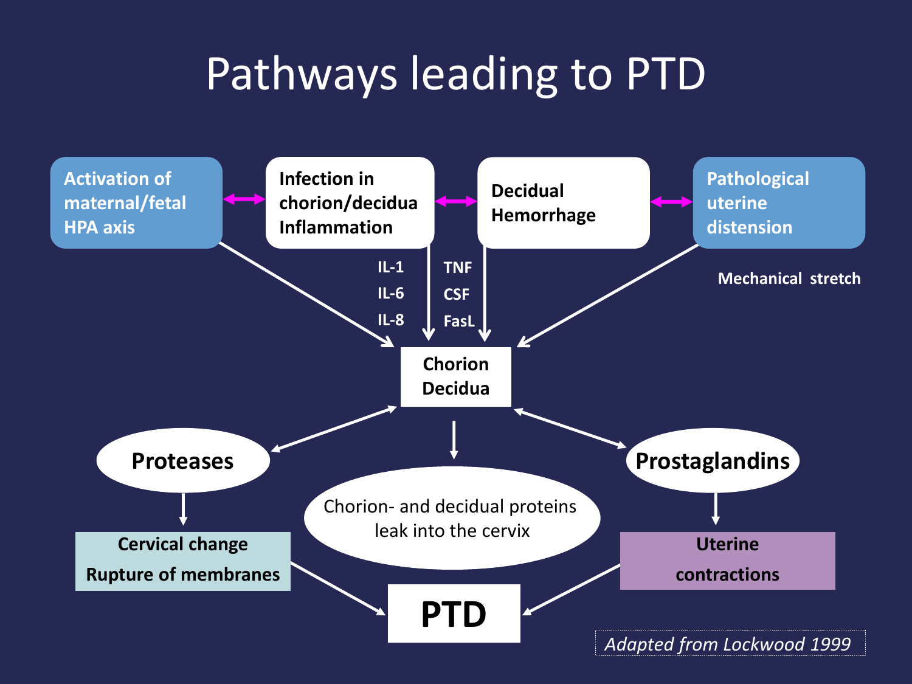# Pathways leading to PTD

**Activation of maternal/fetal HPA axis** ↔ **Infection in chorion/decidua Inflammation** ↔ **Decidual Hemorrhage** ↔ **Pathological uterine distension**

IL-1
IL-6
IL-8

TNF
CSF
FasL

Mechanical stretch

**Chorion Decidua**

**Proteases**

**Prostaglandins**

Chorion- and decidual proteins leak into the cervix

**Cervical change**
**Rupture of membranes**

**Uterine contractions**

**PTD**

*Adapted from Lockwood 1999*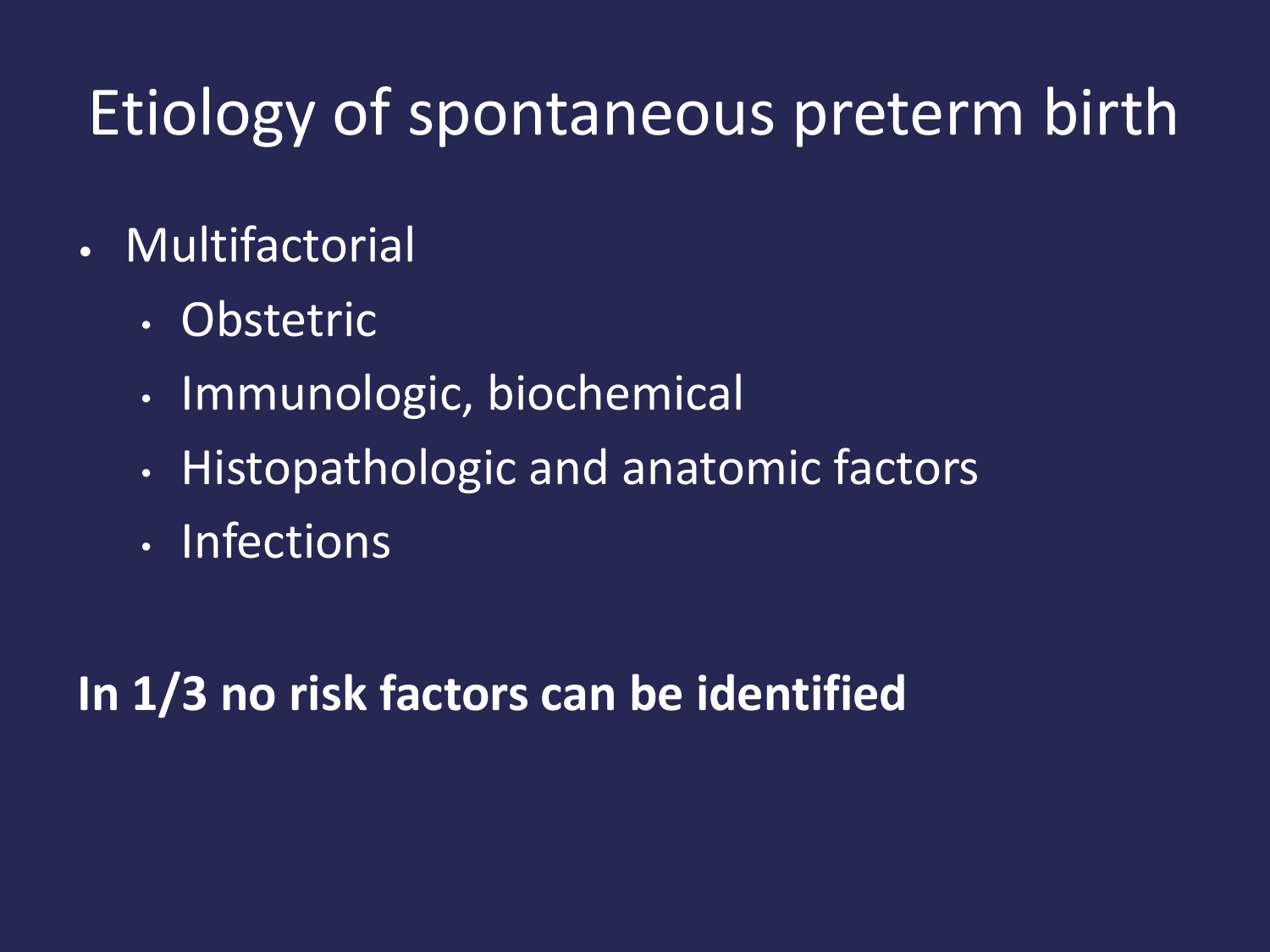# Etiology of spontaneous preterm birth

- Multifactorial
  - Obstetric
  - Immunologic, biochemical
  - Histopathologic and anatomic factors
  - Infections

**In 1/3 no risk factors can be identified**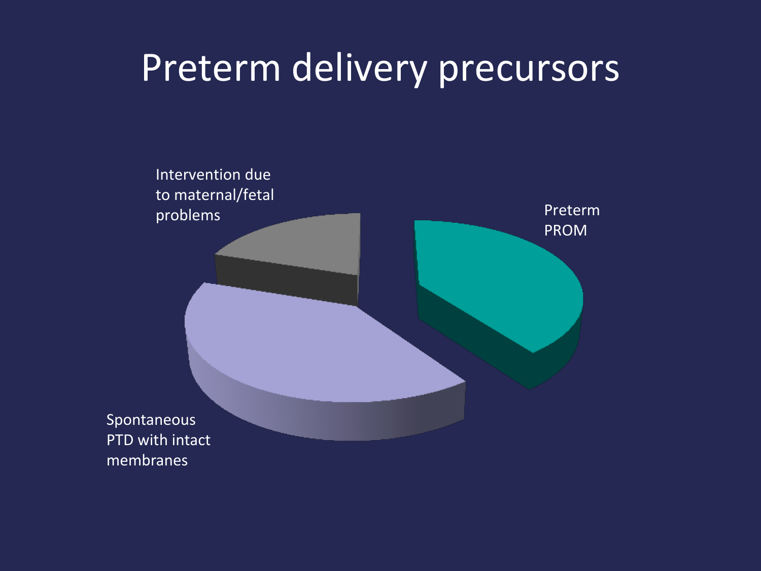# Preterm delivery precursors

Intervention due to maternal/fetal problems

Preterm PROM

Spontaneous PTD with intact membranes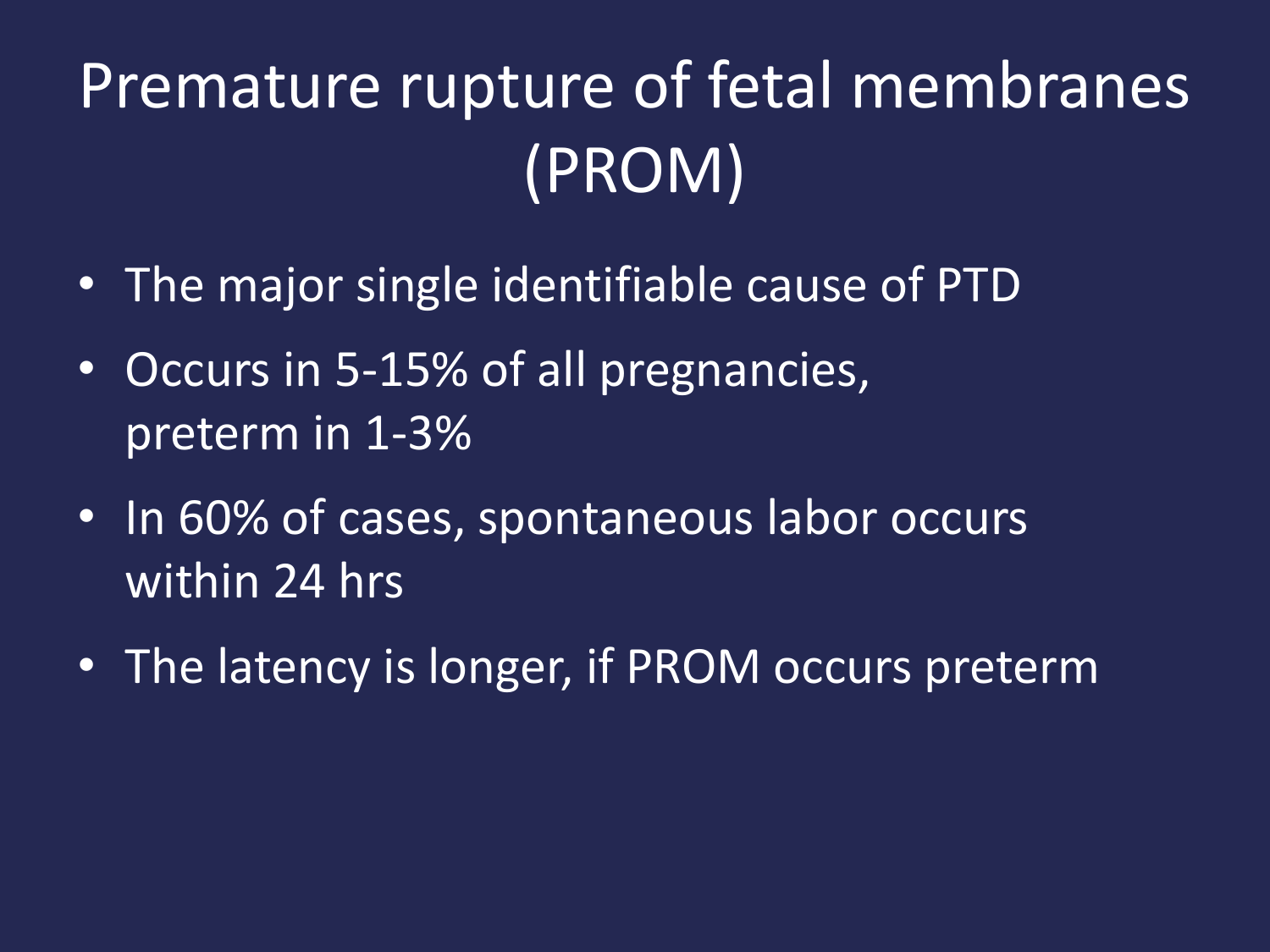# Premature rupture of fetal membranes (PROM)

- The major single identifiable cause of PTD
- Occurs in 5-15% of all pregnancies, preterm in 1-3%
- In 60% of cases, spontaneous labor occurs within 24 hrs
- The latency is longer, if PROM occurs preterm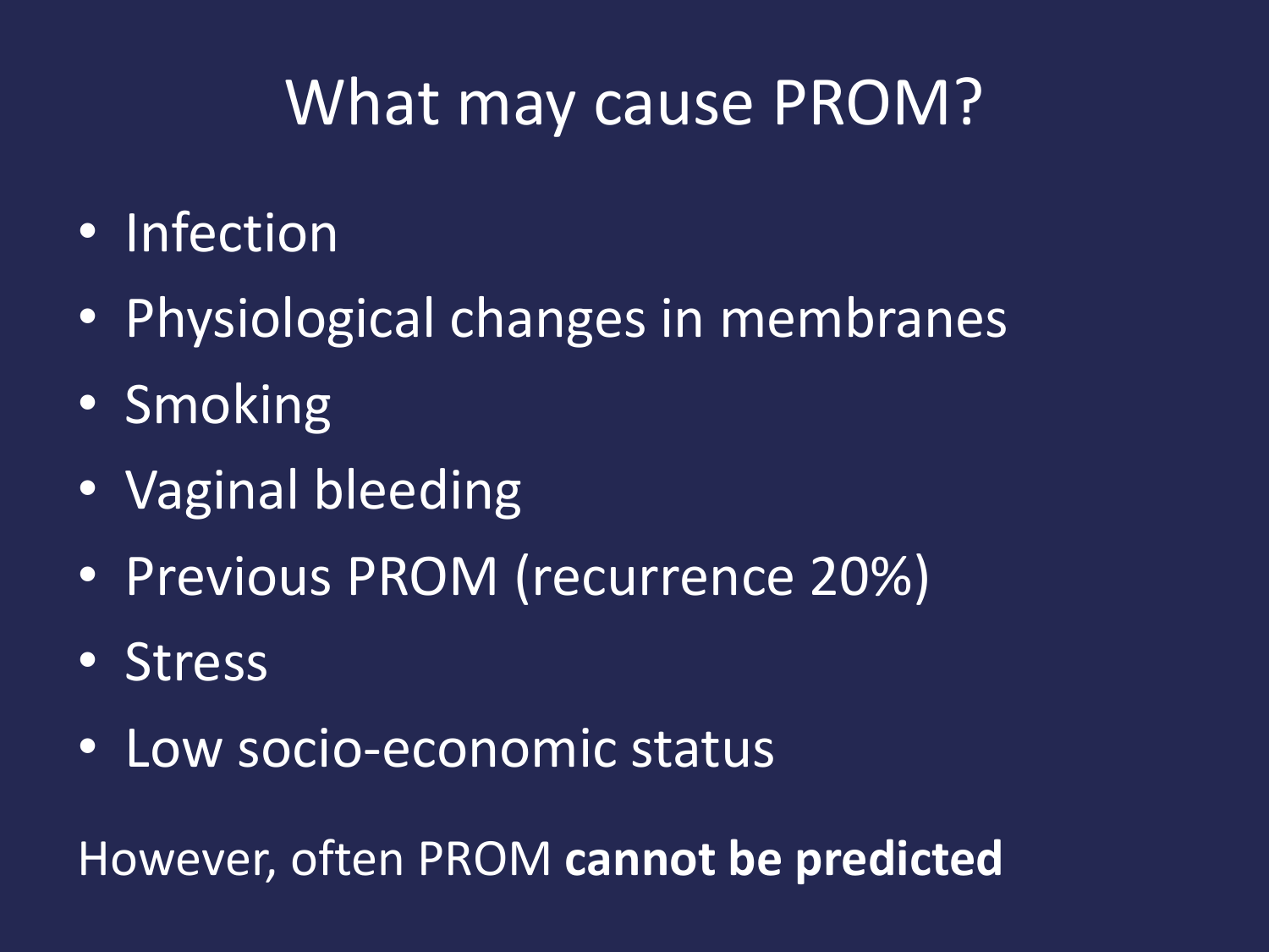# What may cause PROM?

- Infection
- Physiological changes in membranes
- Smoking
- Vaginal bleeding
- Previous PROM (recurrence 20%)
- Stress
- Low socio-economic status

However, often PROM **cannot be predicted**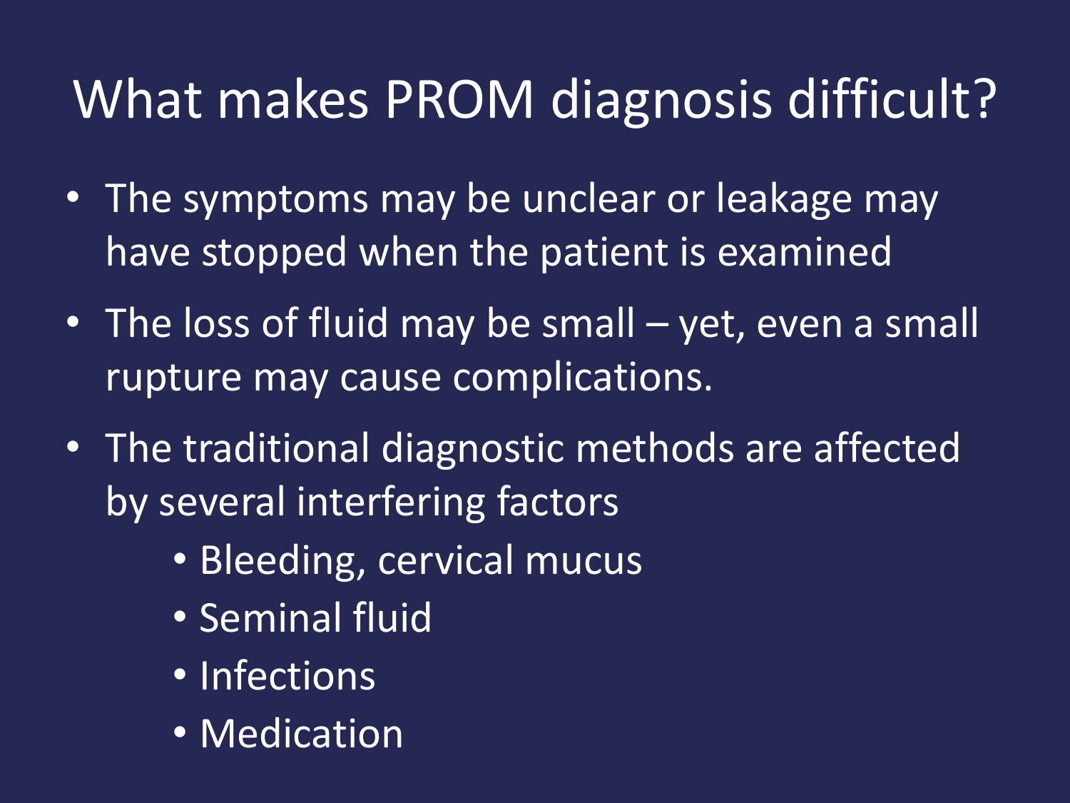# What makes PROM diagnosis difficult?

- The symptoms may be unclear or leakage may have stopped when the patient is examined
- The loss of fluid may be small – yet, even a small rupture may cause complications.
- The traditional diagnostic methods are affected by several interfering factors
  - Bleeding, cervical mucus
  - Seminal fluid
  - Infections
  - Medication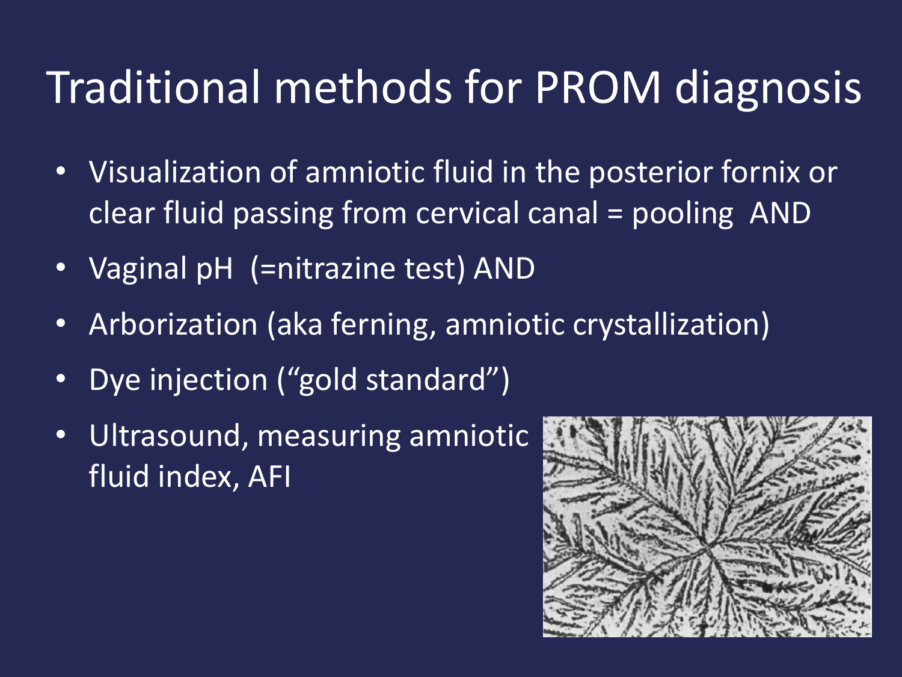# Traditional methods for PROM diagnosis

- Visualization of amniotic fluid in the posterior fornix or clear fluid passing from cervical canal = pooling AND
- Vaginal pH (=nitrazine test) AND
- Arborization (aka ferning, amniotic crystallization)
- Dye injection (“gold standard”)
- Ultrasound, measuring amniotic fluid index, AFI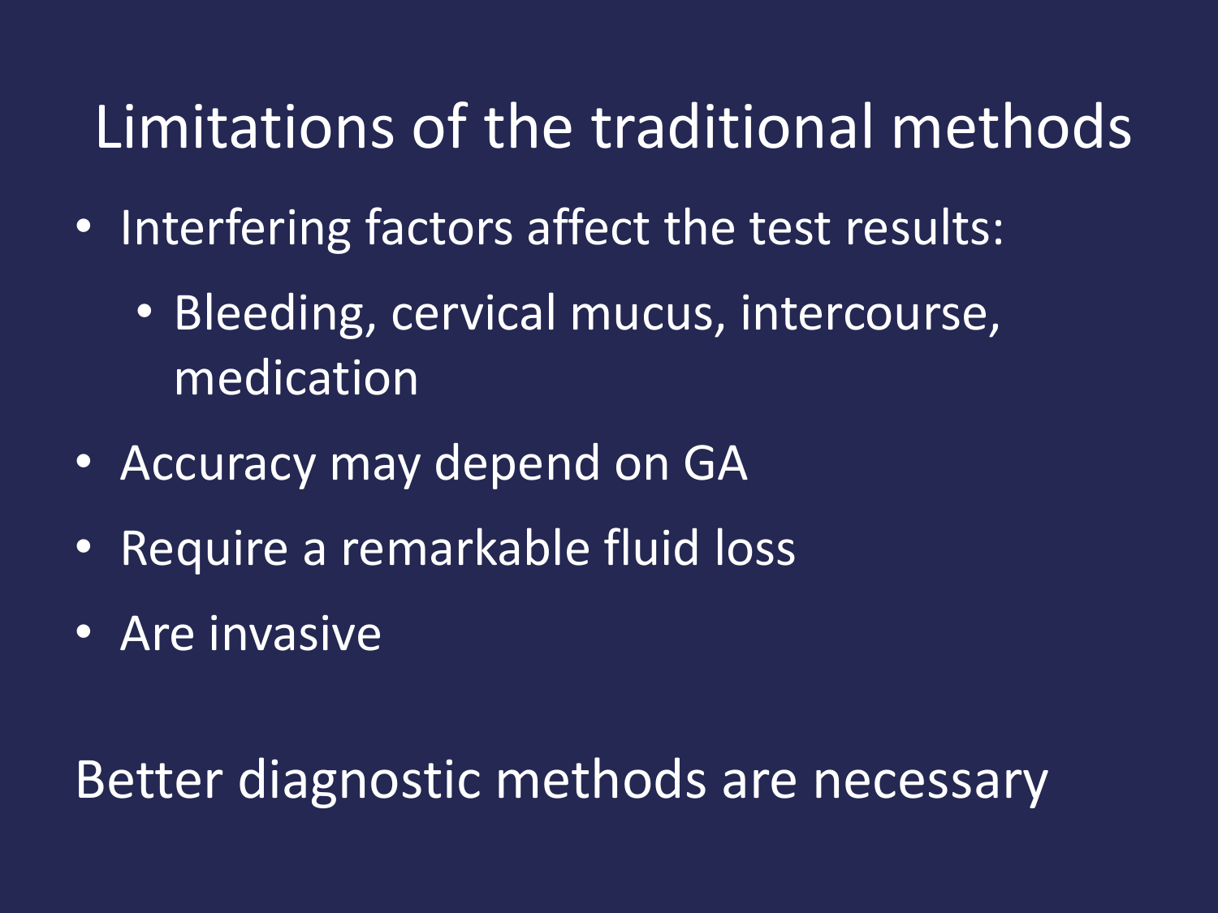# Limitations of the traditional methods

- Interfering factors affect the test results:
  - Bleeding, cervical mucus, intercourse, medication
- Accuracy may depend on GA
- Require a remarkable fluid loss
- Are invasive

Better diagnostic methods are necessary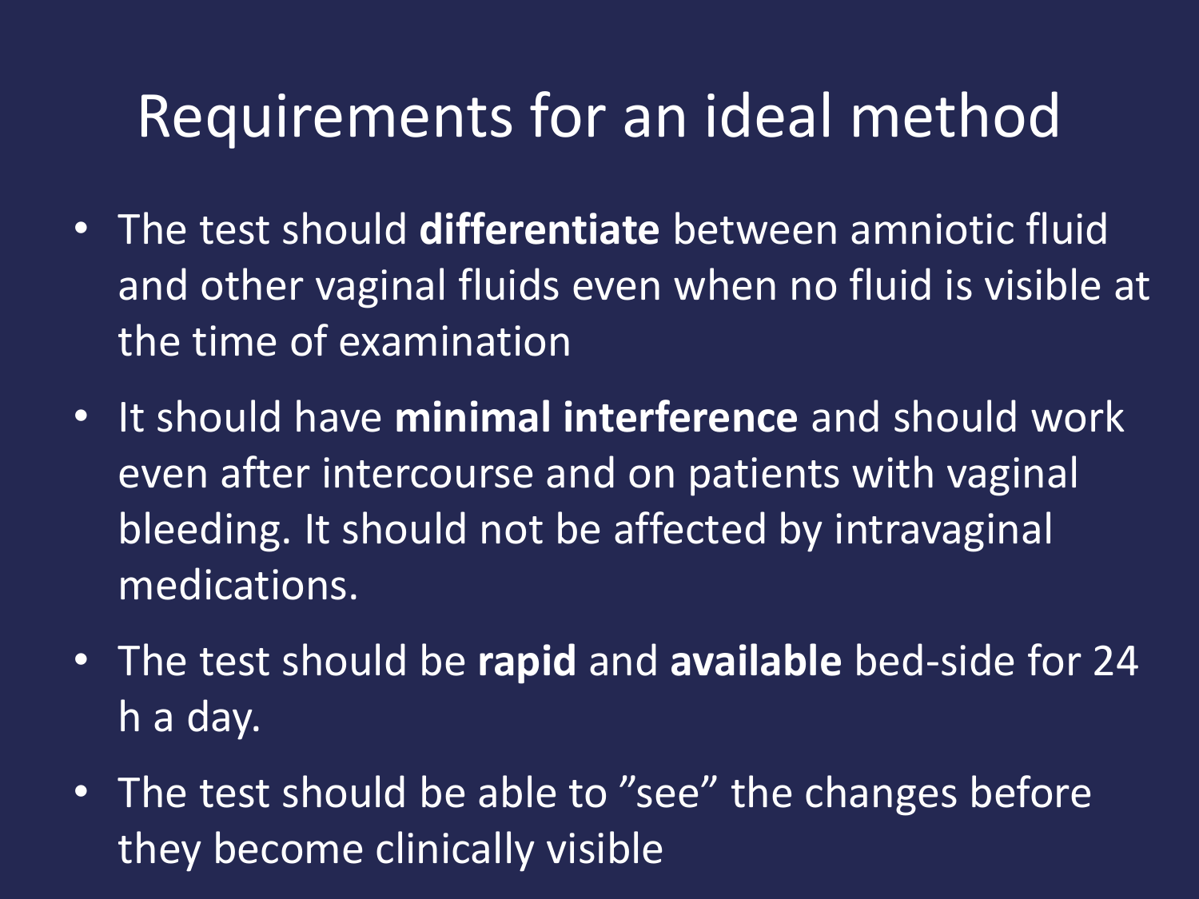# Requirements for an ideal method

- The test should **differentiate** between amniotic fluid and other vaginal fluids even when no fluid is visible at the time of examination
- It should have **minimal interference** and should work even after intercourse and on patients with vaginal bleeding. It should not be affected by intravaginal medications.
- The test should be **rapid** and **available** bed-side for 24 h a day.
- The test should be able to ”see” the changes before they become clinically visible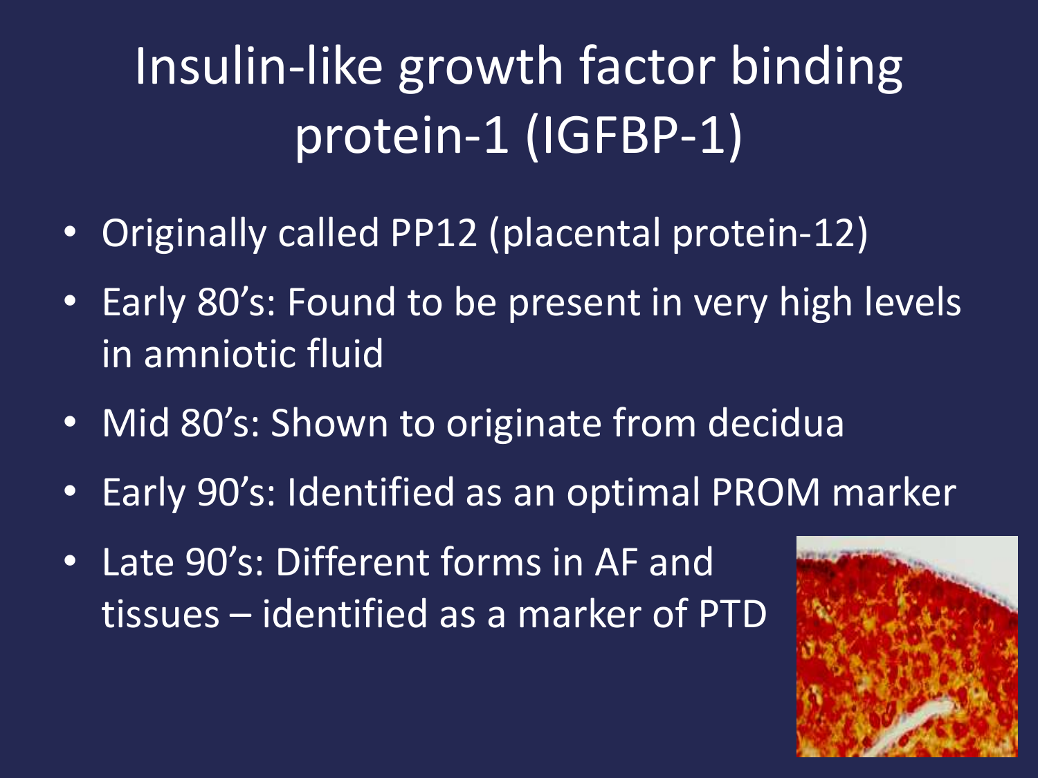# Insulin-like growth factor binding protein-1 (IGFBP-1)

- Originally called PP12 (placental protein-12)
- Early 80's: Found to be present in very high levels in amniotic fluid
- Mid 80's: Shown to originate from decidua
- Early 90's: Identified as an optimal PROM marker
- Late 90's: Different forms in AF and tissues – identified as a marker of PTD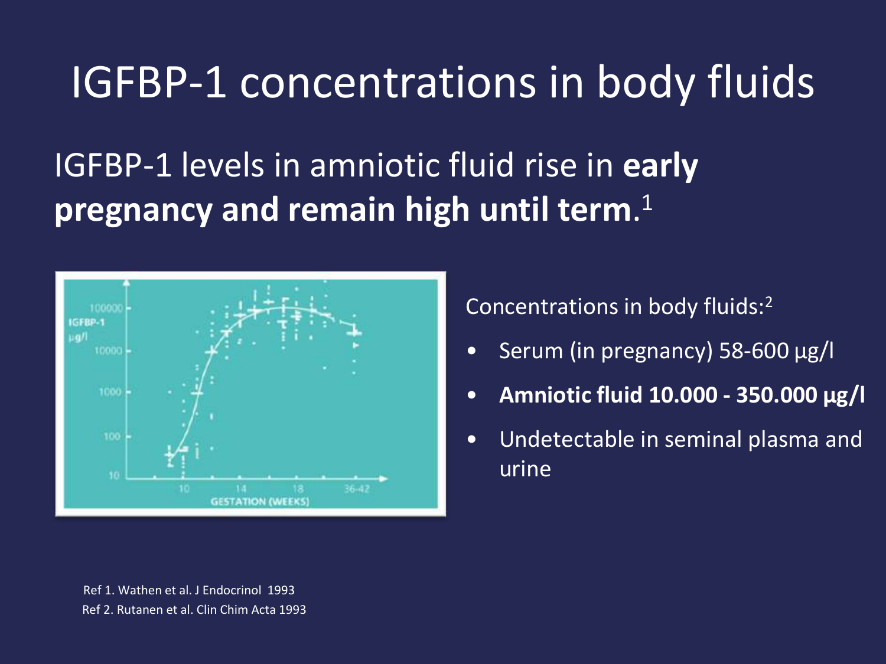# IGFBP-1 concentrations in body fluids

IGFBP-1 levels in amniotic fluid rise in **early pregnancy and remain high until term**.[1]

Concentrations in body fluids:[2]

- Serum (in pregnancy) 58-600 µg/l
- **Amniotic fluid 10.000 - 350.000 µg/l**
- Undetectable in seminal plasma and urine

Ref 1. Wathen et al. J Endocrinol 1993
Ref 2. Rutanen et al. Clin Chim Acta 1993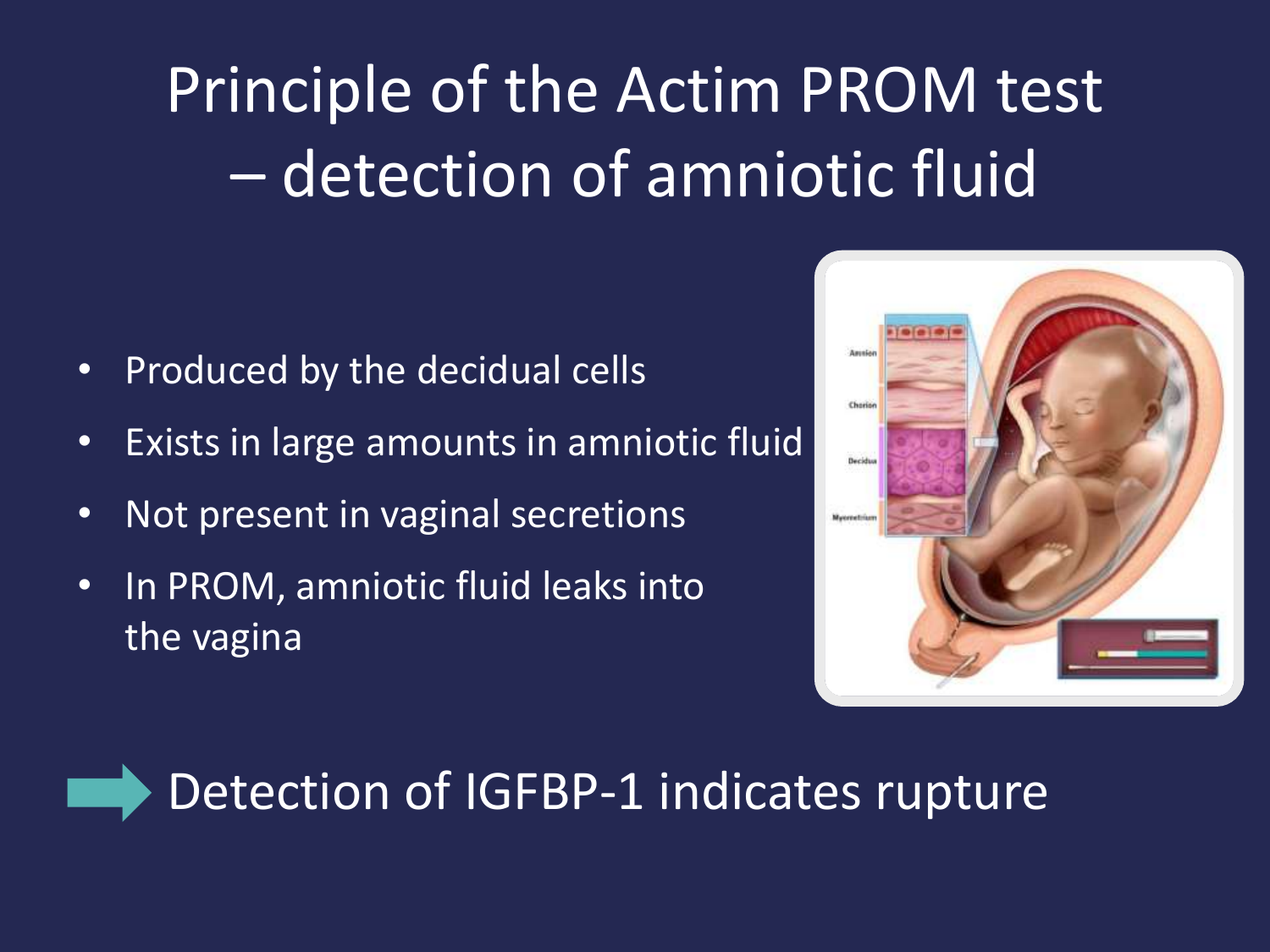# Principle of the Actim PROM test – detection of amniotic fluid

- Produced by the decidual cells
- Exists in large amounts in amniotic fluid
- Not present in vaginal secretions
- In PROM, amniotic fluid leaks into the vagina

➡ Detection of IGFBP-1 indicates rupture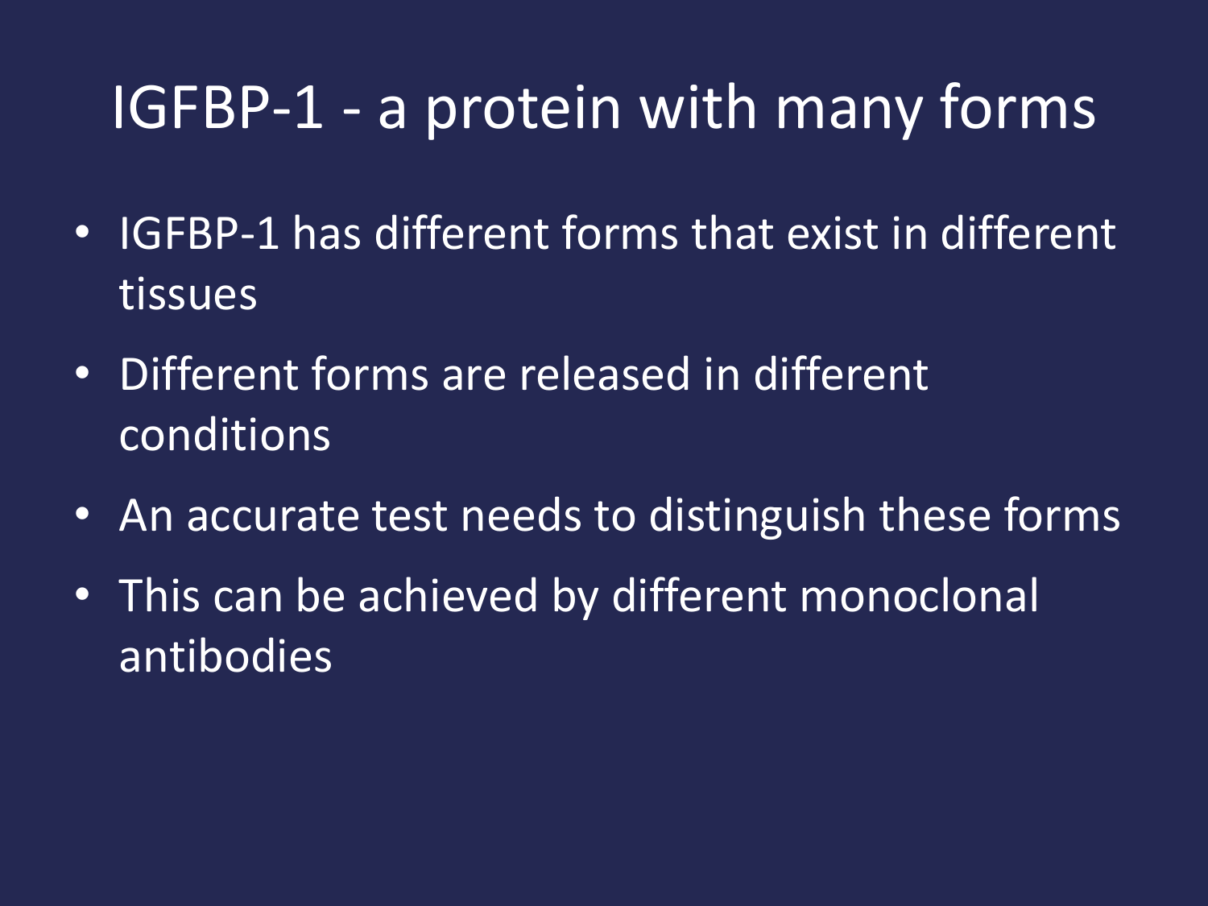# IGFBP-1 - a protein with many forms

- IGFBP-1 has different forms that exist in different tissues
- Different forms are released in different conditions
- An accurate test needs to distinguish these forms
- This can be achieved by different monoclonal antibodies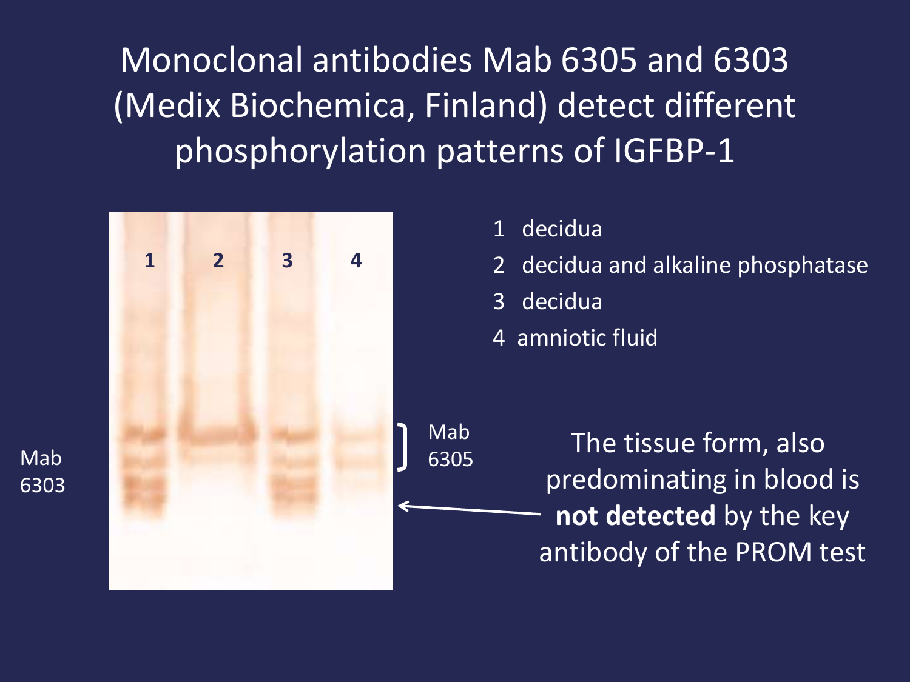# Monoclonal antibodies Mab 6305 and 6303 (Medix Biochemica, Finland) detect different phosphorylation patterns of IGFBP-1

1 decidua

2 decidua and alkaline phosphatase

3 decidua

4 amniotic fluid

Mab 6303

Mab 6305

The tissue form, also predominating in blood is **not detected** by the key antibody of the PROM test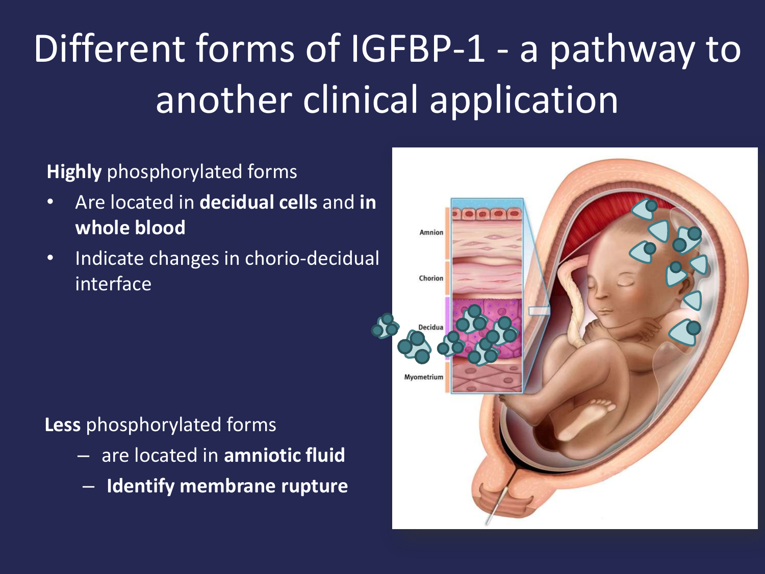# Different forms of IGFBP-1 - a pathway to another clinical application

**Highly** phosphorylated forms

- Are located in **decidual cells** and **in whole blood**
- Indicate changes in chorio-decidual interface

**Less** phosphorylated forms

- are located in **amniotic fluid**
- **Identify membrane rupture**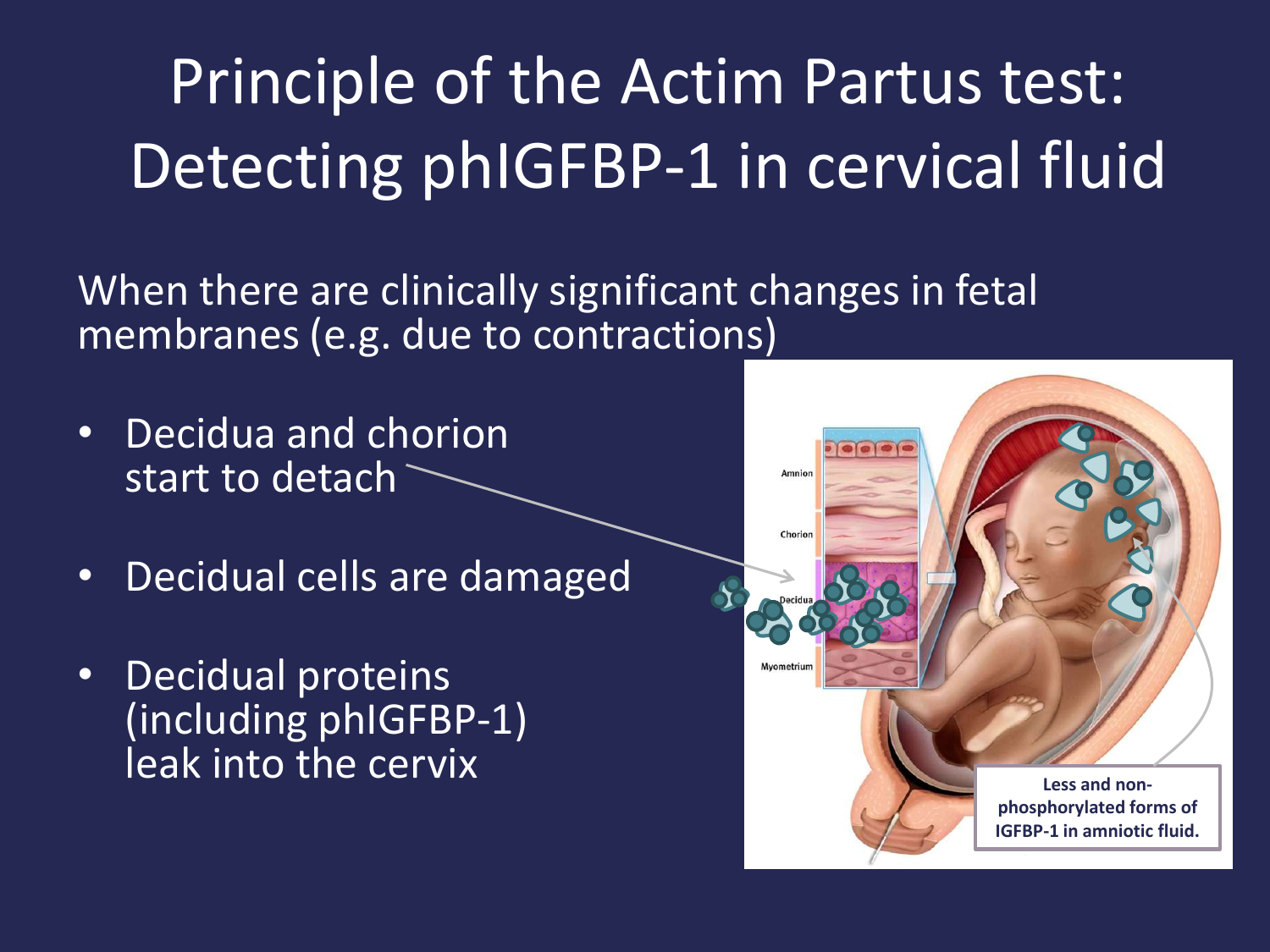# Principle of the Actim Partus test: Detecting phIGFBP-1 in cervical fluid

When there are clinically significant changes in fetal membranes (e.g. due to contractions)

- Decidua and chorion start to detach
- Decidual cells are damaged
- Decidual proteins (including phIGFBP-1) leak into the cervix

Amnion

Chorion

Decidua

Myometrium

**Less and non-phosphorylated forms of IGFBP-1 in amniotic fluid.**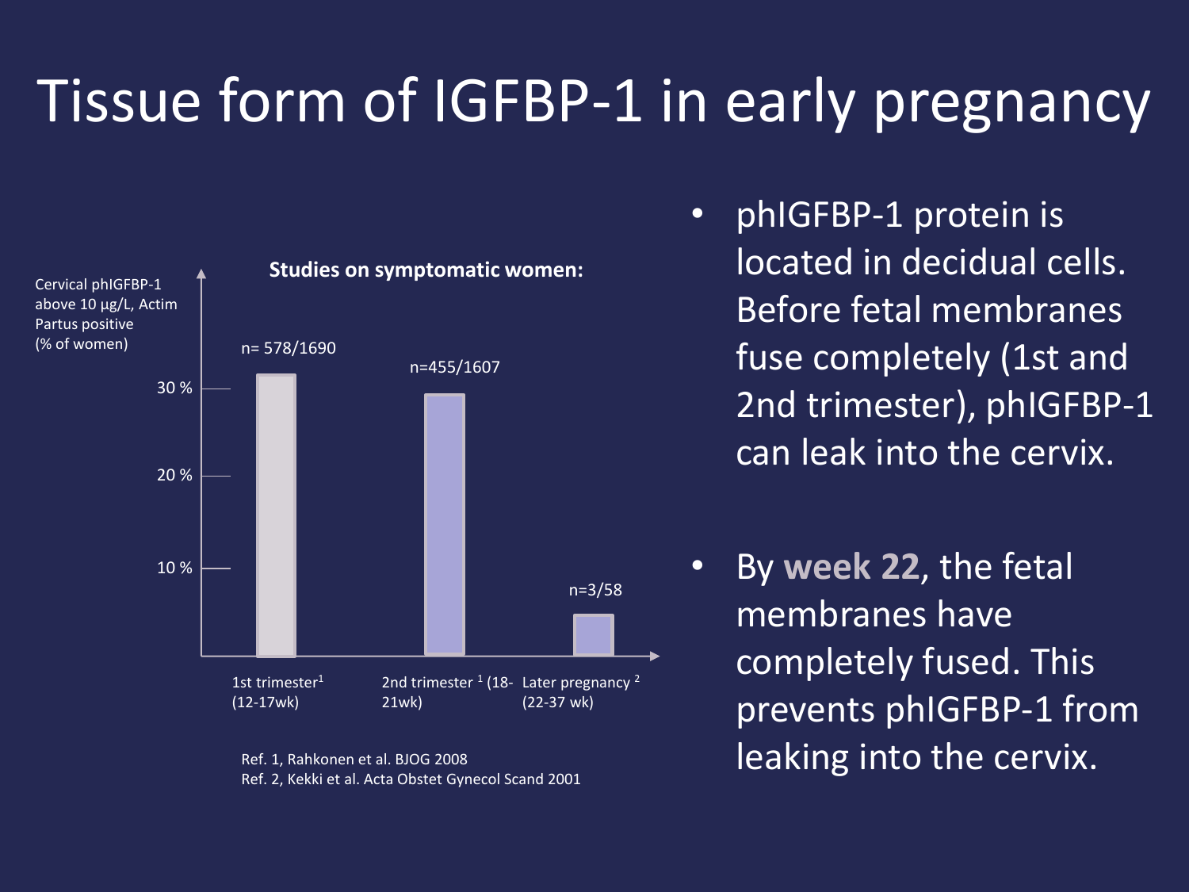# Tissue form of IGFBP-1 in early pregnancy

**Studies on symptomatic women:**

Cervical phIGFBP-1 above 10 µg/L, Actim Partus positive (% of women)

| Period | n | Approx. % of women |
|---|---|---|
| 1st trimester[1] (12-17wk) | n= 578/1690 | ~32 % |
| 2nd trimester [1] (18-21wk) | n=455/1607 | ~29 % |
| Later pregnancy [2] (22-37 wk) | n=3/58 | ~5 % |

Ref. 1, Rahkonen et al. BJOG 2008
Ref. 2, Kekki et al. Acta Obstet Gynecol Scand 2001

- phIGFBP-1 protein is located in decidual cells. Before fetal membranes fuse completely (1st and 2nd trimester), phIGFBP-1 can leak into the cervix.
- By **week 22**, the fetal membranes have completely fused. This prevents phIGFBP-1 from leaking into the cervix.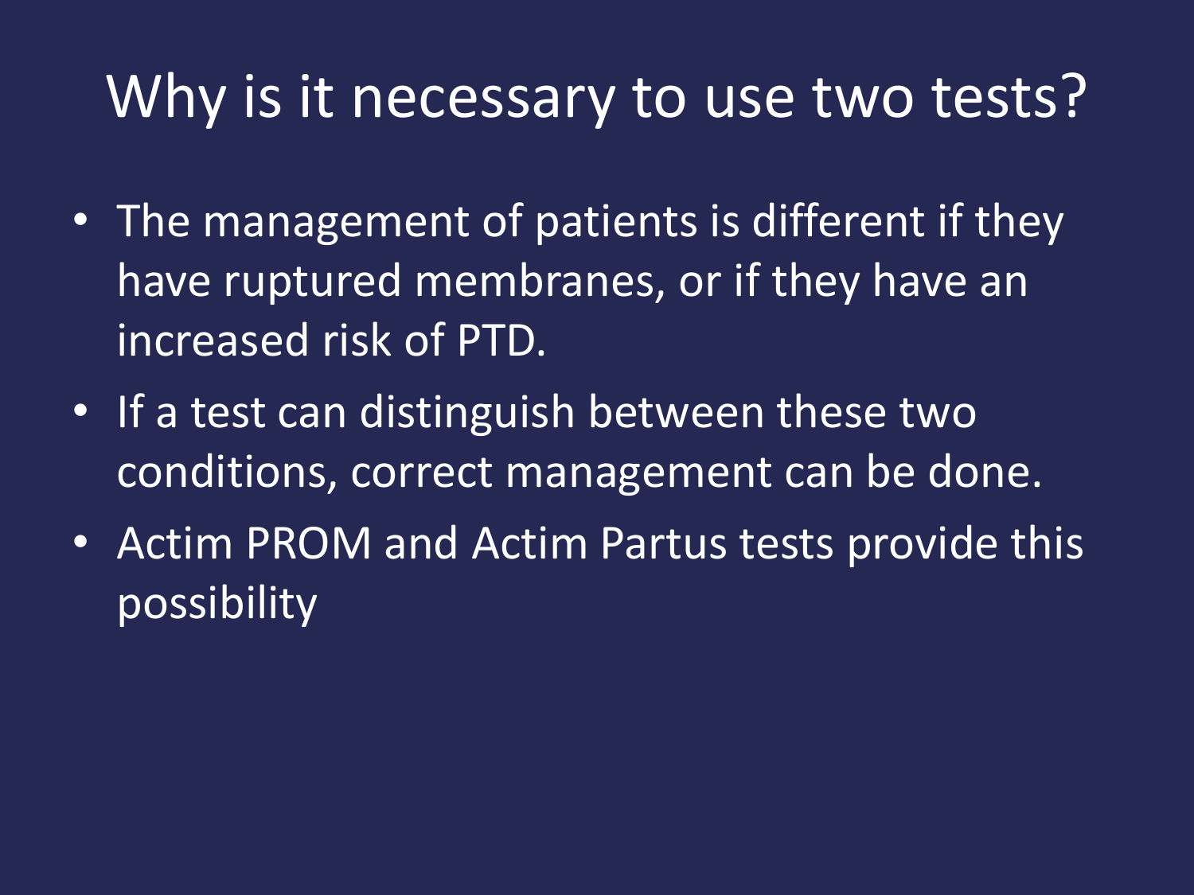# Why is it necessary to use two tests?

- The management of patients is different if they have ruptured membranes, or if they have an increased risk of PTD.
- If a test can distinguish between these two conditions, correct management can be done.
- Actim PROM and Actim Partus tests provide this possibility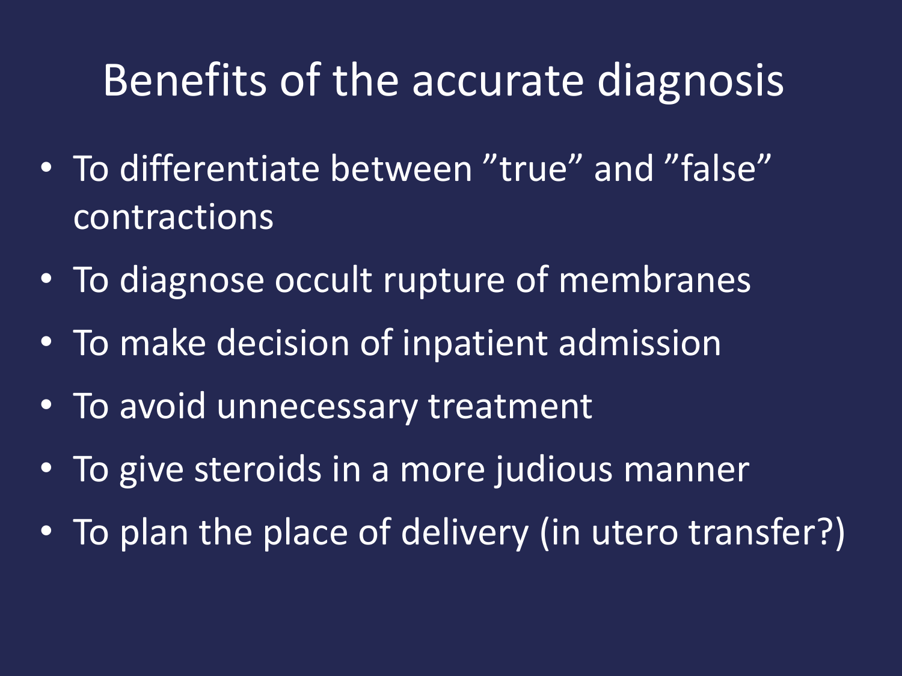# Benefits of the accurate diagnosis

- To differentiate between ”true” and ”false” contractions
- To diagnose occult rupture of membranes
- To make decision of inpatient admission
- To avoid unnecessary treatment
- To give steroids in a more judious manner
- To plan the place of delivery (in utero transfer?)